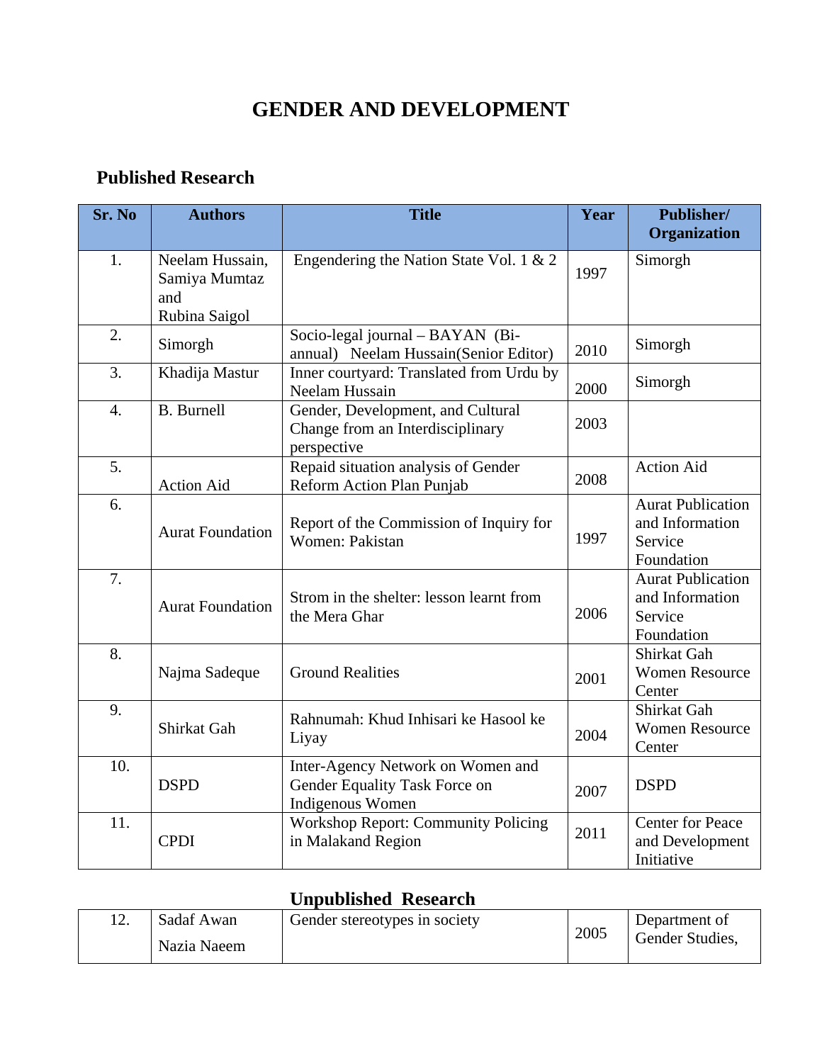# GENDER AND DEVELOPMENT

## Published Research

| Sr. No | Authors | Title | Year | Publisher/ Organization |
|---|---|---|---|---|
| 1. | Neelam Hussain, Samiya Mumtaz and Rubina Saigol | Engendering the Nation State Vol. 1 & 2 | 1997 | Simorgh |
| 2. | Simorgh | Socio-legal journal – BAYAN (Bi-annual) Neelam Hussain(Senior Editor) | 2010 | Simorgh |
| 3. | Khadija Mastur | Inner courtyard: Translated from Urdu by Neelam Hussain | 2000 | Simorgh |
| 4. | B. Burnell | Gender, Development, and Cultural Change from an Interdisciplinary perspective | 2003 | |
| 5. | Action Aid | Repaid situation analysis of Gender Reform Action Plan Punjab | 2008 | Action Aid |
| 6. | Aurat Foundation | Report of the Commission of Inquiry for Women: Pakistan | 1997 | Aurat Publication and Information Service Foundation |
| 7. | Aurat Foundation | Strom in the shelter: lesson learnt from the Mera Ghar | 2006 | Aurat Publication and Information Service Foundation |
| 8. | Najma Sadeque | Ground Realities | 2001 | Shirkat Gah Women Resource Center |
| 9. | Shirkat Gah | Rahnumah: Khud Inhisari ke Hasool ke Liyay | 2004 | Shirkat Gah Women Resource Center |
| 10. | DSPD | Inter-Agency Network on Women and Gender Equality Task Force on Indigenous Women | 2007 | DSPD |
| 11. | CPDI | Workshop Report: Community Policing in Malakand Region | 2011 | Center for Peace and Development Initiative |

## Unpublished Research

| Sr. No | Authors | Title | Year | Publisher/ Organization |
|---|---|---|---|---|
| 12. | Sadaf Awan Nazia Naeem | Gender stereotypes in society | 2005 | Department of Gender Studies, |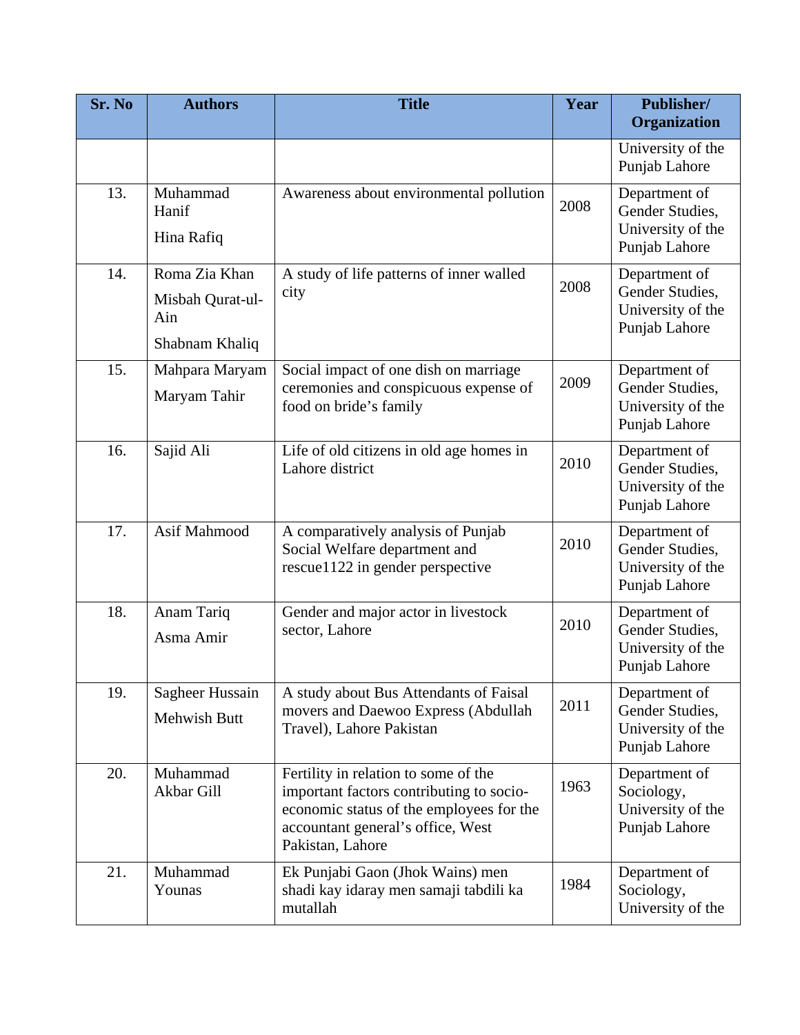| Sr. No | Authors | Title | Year | Publisher/ Organization |
|---|---|---|---|---|
| | | | | University of the Punjab Lahore |
| 13. | Muhammad Hanif<br>Hina Rafiq | Awareness about environmental pollution | 2008 | Department of Gender Studies, University of the Punjab Lahore |
| 14. | Roma Zia Khan<br>Misbah Qurat-ul-Ain<br>Shabnam Khaliq | A study of life patterns of inner walled city | 2008 | Department of Gender Studies, University of the Punjab Lahore |
| 15. | Mahpara Maryam<br>Maryam Tahir | Social impact of one dish on marriage ceremonies and conspicuous expense of food on bride's family | 2009 | Department of Gender Studies, University of the Punjab Lahore |
| 16. | Sajid Ali | Life of old citizens in old age homes in Lahore district | 2010 | Department of Gender Studies, University of the Punjab Lahore |
| 17. | Asif Mahmood | A comparatively analysis of Punjab Social Welfare department and rescue1122 in gender perspective | 2010 | Department of Gender Studies, University of the Punjab Lahore |
| 18. | Anam Tariq<br>Asma Amir | Gender and major actor in livestock sector, Lahore | 2010 | Department of Gender Studies, University of the Punjab Lahore |
| 19. | Sagheer Hussain<br>Mehwish Butt | A study about Bus Attendants of Faisal movers and Daewoo Express (Abdullah Travel), Lahore Pakistan | 2011 | Department of Gender Studies, University of the Punjab Lahore |
| 20. | Muhammad Akbar Gill | Fertility in relation to some of the important factors contributing to socio-economic status of the employees for the accountant general's office, West Pakistan, Lahore | 1963 | Department of Sociology, University of the Punjab Lahore |
| 21. | Muhammad Younas | Ek Punjabi Gaon (Jhok Wains) men shadi kay idaray men samaji tabdili ka mutallah | 1984 | Department of Sociology, University of the |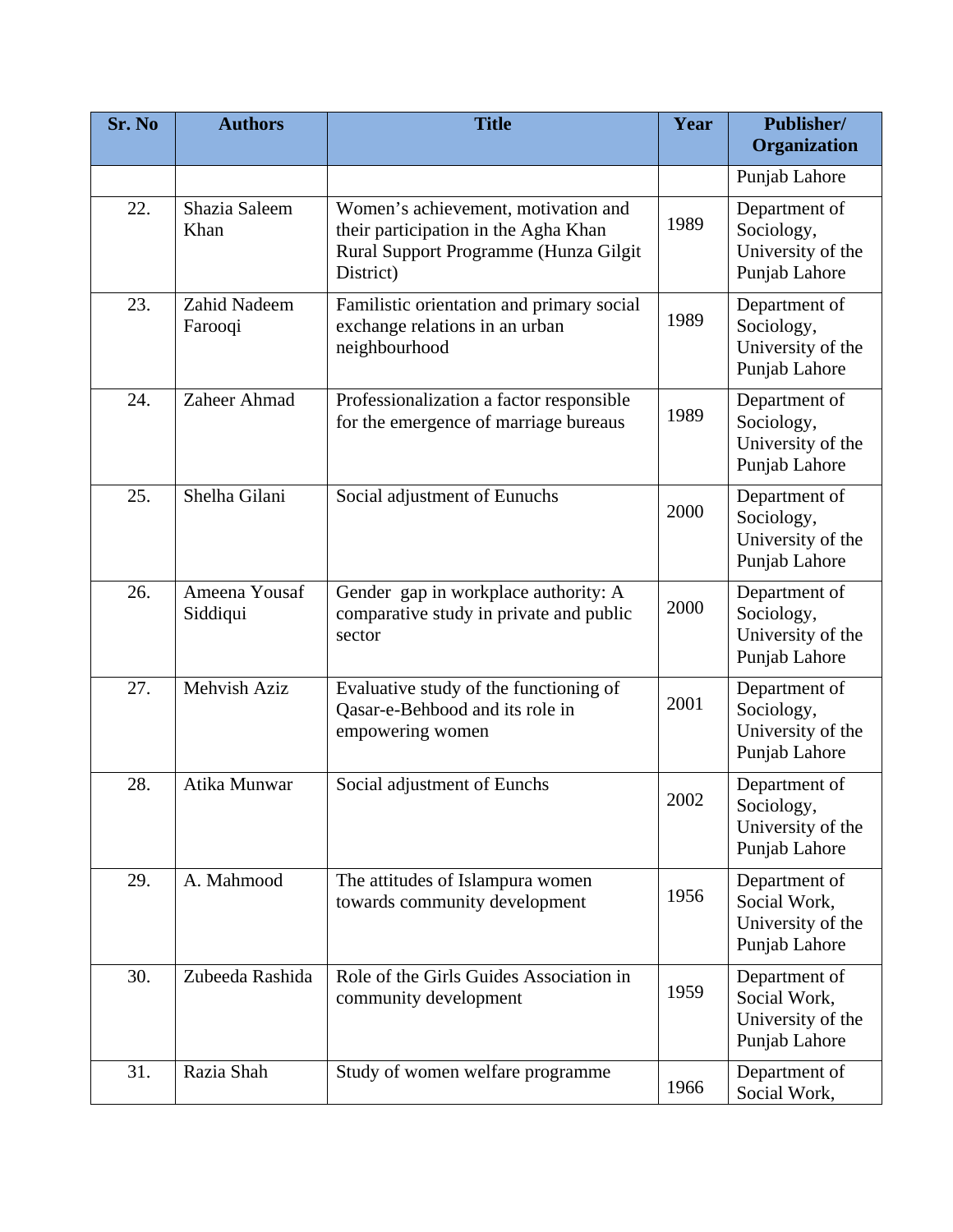| Sr. No | Authors | Title | Year | Publisher/ Organization |
|---|---|---|---|---|
| | | | | Punjab Lahore |
| 22. | Shazia Saleem Khan | Women's achievement, motivation and their participation in the Agha Khan Rural Support Programme (Hunza Gilgit District) | 1989 | Department of Sociology, University of the Punjab Lahore |
| 23. | Zahid Nadeem Farooqi | Familistic orientation and primary social exchange relations in an urban neighbourhood | 1989 | Department of Sociology, University of the Punjab Lahore |
| 24. | Zaheer Ahmad | Professionalization a factor responsible for the emergence of marriage bureaus | 1989 | Department of Sociology, University of the Punjab Lahore |
| 25. | Shelha Gilani | Social adjustment of Eunuchs | 2000 | Department of Sociology, University of the Punjab Lahore |
| 26. | Ameena Yousaf Siddiqui | Gender gap in workplace authority: A comparative study in private and public sector | 2000 | Department of Sociology, University of the Punjab Lahore |
| 27. | Mehvish Aziz | Evaluative study of the functioning of Qasar-e-Behbood and its role in empowering women | 2001 | Department of Sociology, University of the Punjab Lahore |
| 28. | Atika Munwar | Social adjustment of Eunchs | 2002 | Department of Sociology, University of the Punjab Lahore |
| 29. | A. Mahmood | The attitudes of Islampura women towards community development | 1956 | Department of Social Work, University of the Punjab Lahore |
| 30. | Zubeeda Rashida | Role of the Girls Guides Association in community development | 1959 | Department of Social Work, University of the Punjab Lahore |
| 31. | Razia Shah | Study of women welfare programme | 1966 | Department of Social Work, |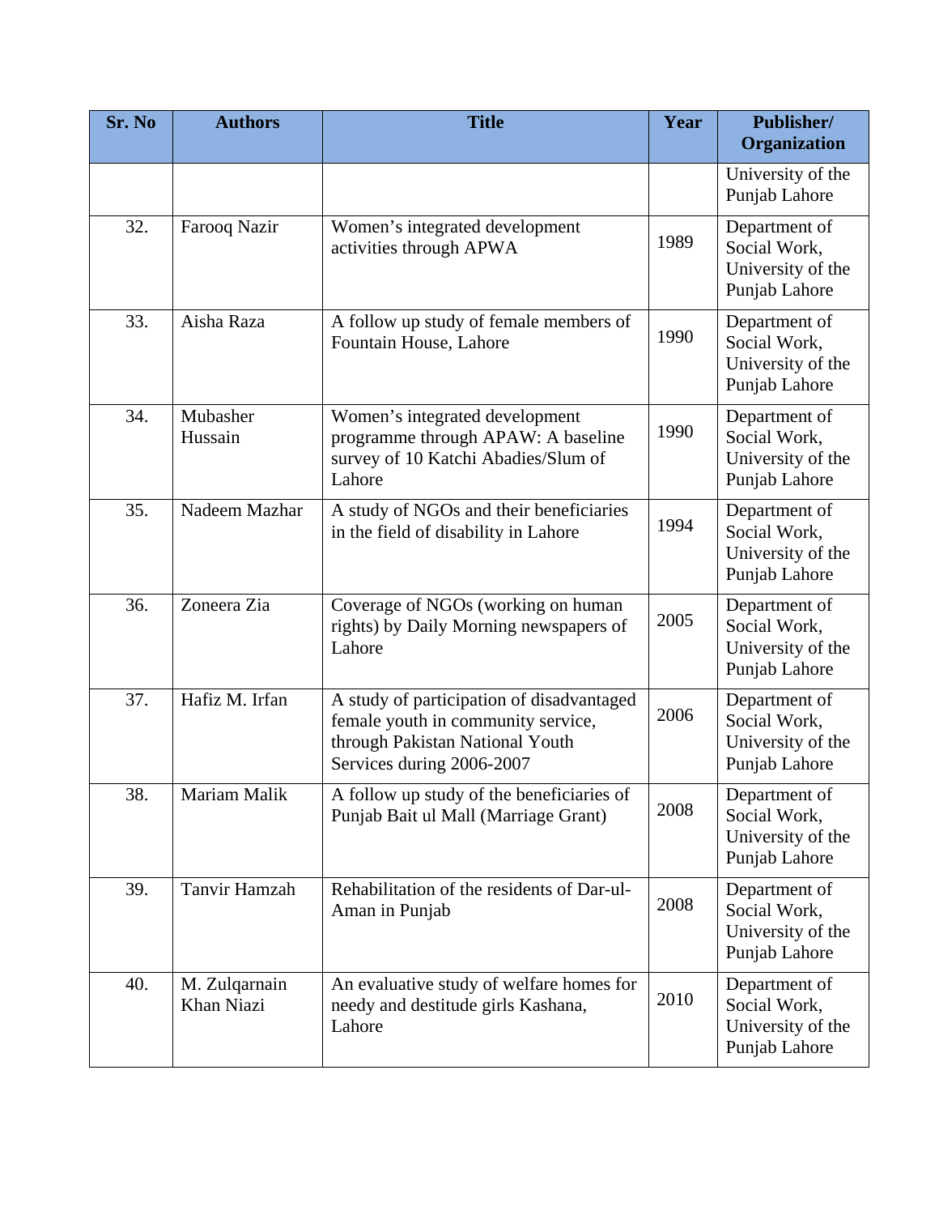| Sr. No | Authors | Title | Year | Publisher/ Organization |
|---|---|---|---|---|
| | | | | University of the Punjab Lahore |
| 32. | Farooq Nazir | Women's integrated development activities through APWA | 1989 | Department of Social Work, University of the Punjab Lahore |
| 33. | Aisha Raza | A follow up study of female members of Fountain House, Lahore | 1990 | Department of Social Work, University of the Punjab Lahore |
| 34. | Mubasher Hussain | Women's integrated development programme through APAW: A baseline survey of 10 Katchi Abadies/Slum of Lahore | 1990 | Department of Social Work, University of the Punjab Lahore |
| 35. | Nadeem Mazhar | A study of NGOs and their beneficiaries in the field of disability in Lahore | 1994 | Department of Social Work, University of the Punjab Lahore |
| 36. | Zoneera Zia | Coverage of NGOs (working on human rights) by Daily Morning newspapers of Lahore | 2005 | Department of Social Work, University of the Punjab Lahore |
| 37. | Hafiz M. Irfan | A study of participation of disadvantaged female youth in community service, through Pakistan National Youth Services during 2006-2007 | 2006 | Department of Social Work, University of the Punjab Lahore |
| 38. | Mariam Malik | A follow up study of the beneficiaries of Punjab Bait ul Mall (Marriage Grant) | 2008 | Department of Social Work, University of the Punjab Lahore |
| 39. | Tanvir Hamzah | Rehabilitation of the residents of Dar-ul-Aman in Punjab | 2008 | Department of Social Work, University of the Punjab Lahore |
| 40. | M. Zulqarnain Khan Niazi | An evaluative study of welfare homes for needy and destitude girls Kashana, Lahore | 2010 | Department of Social Work, University of the Punjab Lahore |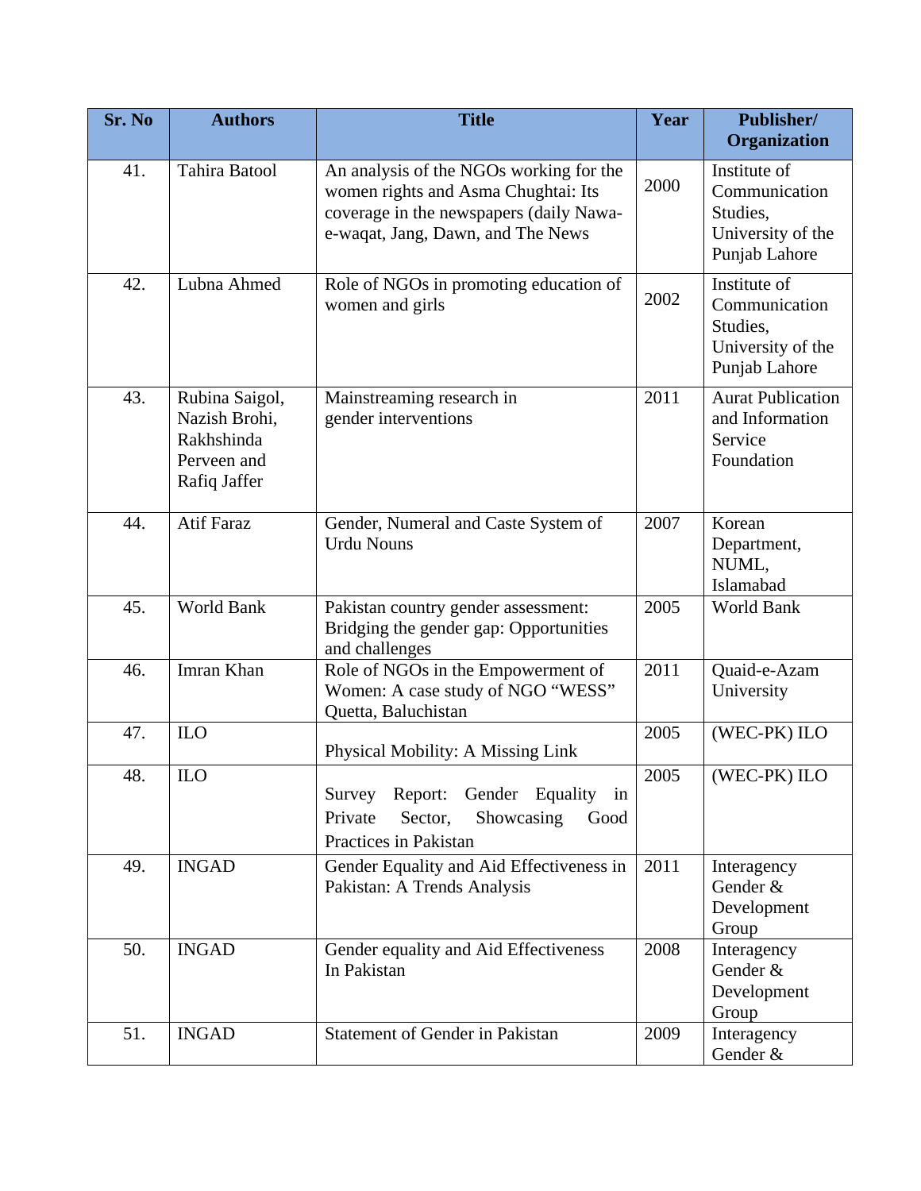| Sr. No | Authors | Title | Year | Publisher/ Organization |
|---|---|---|---|---|
| 41. | Tahira Batool | An analysis of the NGOs working for the women rights and Asma Chughtai: Its coverage in the newspapers (daily Nawa-e-waqat, Jang, Dawn, and The News | 2000 | Institute of Communication Studies, University of the Punjab Lahore |
| 42. | Lubna Ahmed | Role of NGOs in promoting education of women and girls | 2002 | Institute of Communication Studies, University of the Punjab Lahore |
| 43. | Rubina Saigol, Nazish Brohi, Rakhshinda Perveen and Rafiq Jaffer | Mainstreaming research in gender interventions | 2011 | Aurat Publication and Information Service Foundation |
| 44. | Atif Faraz | Gender, Numeral and Caste System of Urdu Nouns | 2007 | Korean Department, NUML, Islamabad |
| 45. | World Bank | Pakistan country gender assessment: Bridging the gender gap: Opportunities and challenges | 2005 | World Bank |
| 46. | Imran Khan | Role of NGOs in the Empowerment of Women: A case study of NGO "WESS" Quetta, Baluchistan | 2011 | Quaid-e-Azam University |
| 47. | ILO | Physical Mobility: A Missing Link | 2005 | (WEC-PK) ILO |
| 48. | ILO | Survey Report: Gender Equality in Private Sector, Showcasing Good Practices in Pakistan | 2005 | (WEC-PK) ILO |
| 49. | INGAD | Gender Equality and Aid Effectiveness in Pakistan: A Trends Analysis | 2011 | Interagency Gender & Development Group |
| 50. | INGAD | Gender equality and Aid Effectiveness In Pakistan | 2008 | Interagency Gender & Development Group |
| 51. | INGAD | Statement of Gender in Pakistan | 2009 | Interagency Gender & |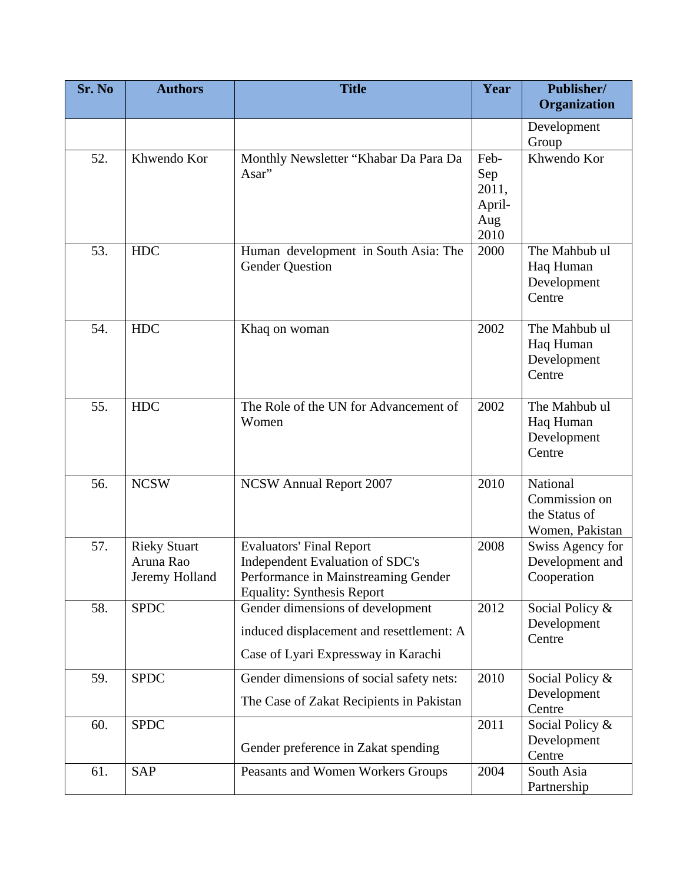| Sr. No | Authors | Title | Year | Publisher/ Organization |
|---|---|---|---|---|
| | | | | Development Group |
| 52. | Khwendo Kor | Monthly Newsletter "Khabar Da Para Da Asar" | Feb-Sep 2011, April-Aug 2010 | Khwendo Kor |
| 53. | HDC | Human development in South Asia: The Gender Question | 2000 | The Mahbub ul Haq Human Development Centre |
| 54. | HDC | Khaq on woman | 2002 | The Mahbub ul Haq Human Development Centre |
| 55. | HDC | The Role of the UN for Advancement of Women | 2002 | The Mahbub ul Haq Human Development Centre |
| 56. | NCSW | NCSW Annual Report 2007 | 2010 | National Commission on the Status of Women, Pakistan |
| 57. | Rieky Stuart Aruna Rao Jeremy Holland | Evaluators' Final Report Independent Evaluation of SDC's Performance in Mainstreaming Gender Equality: Synthesis Report | 2008 | Swiss Agency for Development and Cooperation |
| 58. | SPDC | Gender dimensions of development induced displacement and resettlement: A Case of Lyari Expressway in Karachi | 2012 | Social Policy & Development Centre |
| 59. | SPDC | Gender dimensions of social safety nets: The Case of Zakat Recipients in Pakistan | 2010 | Social Policy & Development Centre |
| 60. | SPDC | Gender preference in Zakat spending | 2011 | Social Policy & Development Centre |
| 61. | SAP | Peasants and Women Workers Groups | 2004 | South Asia Partnership |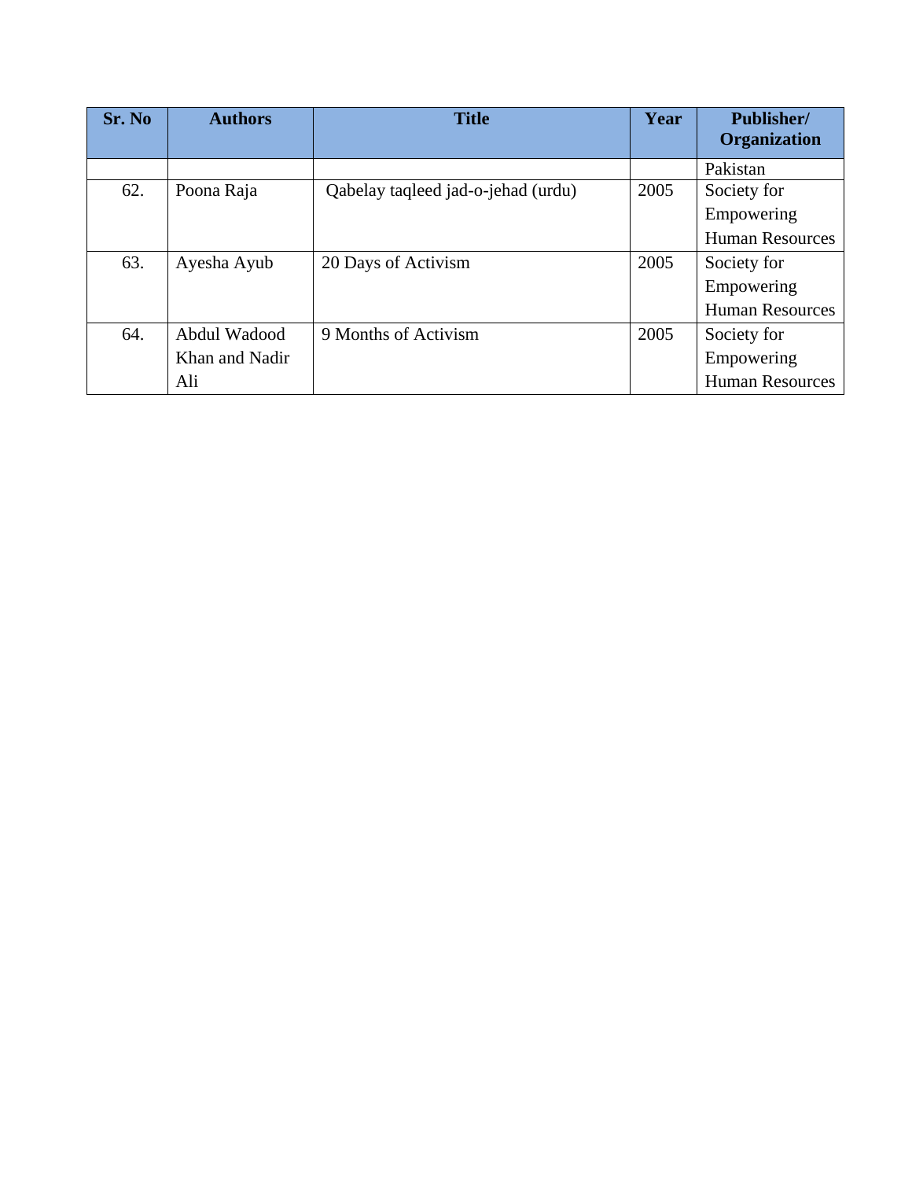| Sr. No | Authors | Title | Year | Publisher/ Organization |
| --- | --- | --- | --- | --- |
| | | | | Pakistan |
| 62. | Poona Raja | Qabelay taqleed jad-o-jehad (urdu) | 2005 | Society for Empowering Human Resources |
| 63. | Ayesha Ayub | 20 Days of Activism | 2005 | Society for Empowering Human Resources |
| 64. | Abdul Wadood Khan and Nadir Ali | 9 Months of Activism | 2005 | Society for Empowering Human Resources |